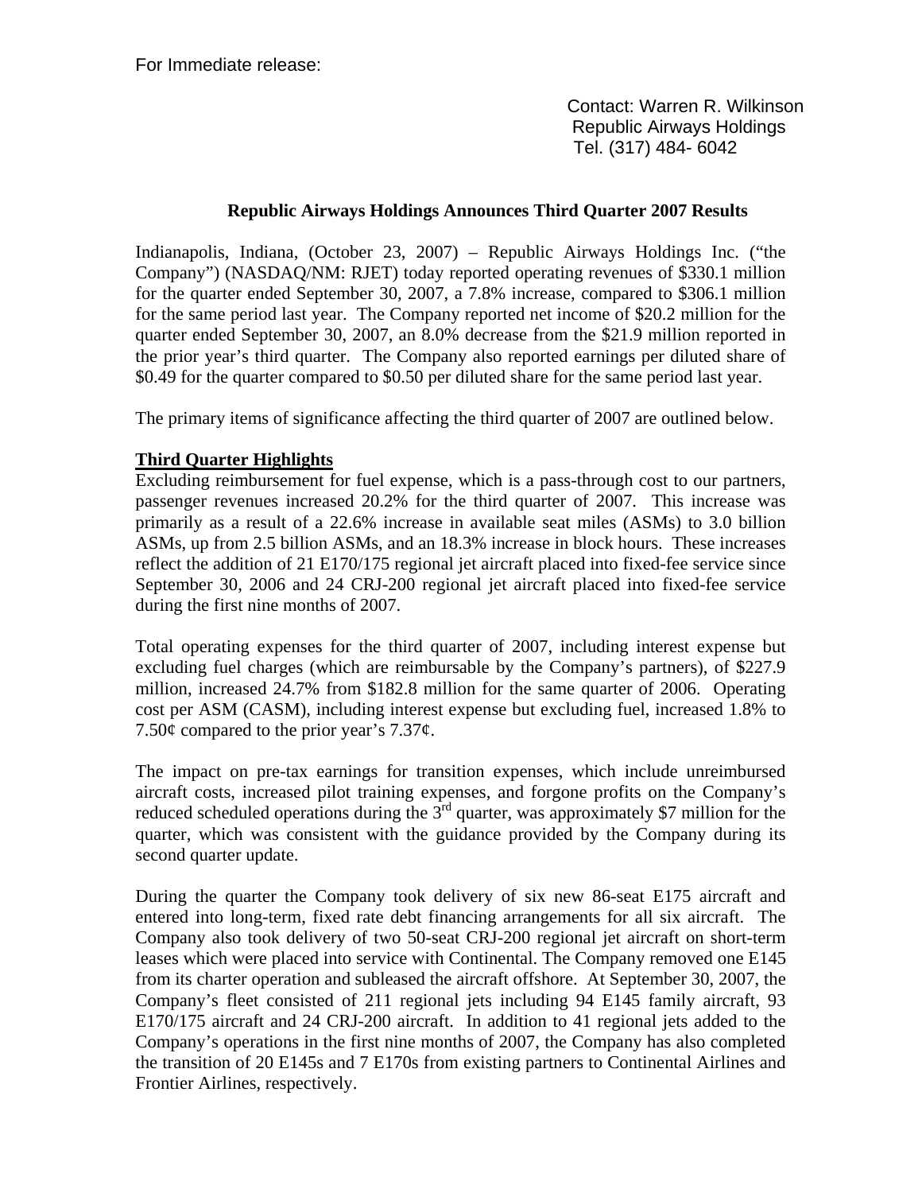For Immediate release:

Contact: Warren R. Wilkinson
Republic Airways Holdings
Tel. (317) 484- 6042

## Republic Airways Holdings Announces Third Quarter 2007 Results

Indianapolis, Indiana, (October 23, 2007) – Republic Airways Holdings Inc. ("the Company") (NASDAQ/NM: RJET) today reported operating revenues of $330.1 million for the quarter ended September 30, 2007, a 7.8% increase, compared to $306.1 million for the same period last year. The Company reported net income of $20.2 million for the quarter ended September 30, 2007, an 8.0% decrease from the $21.9 million reported in the prior year's third quarter. The Company also reported earnings per diluted share of $0.49 for the quarter compared to $0.50 per diluted share for the same period last year.

The primary items of significance affecting the third quarter of 2007 are outlined below.

**Third Quarter Highlights**

Excluding reimbursement for fuel expense, which is a pass-through cost to our partners, passenger revenues increased 20.2% for the third quarter of 2007. This increase was primarily as a result of a 22.6% increase in available seat miles (ASMs) to 3.0 billion ASMs, up from 2.5 billion ASMs, and an 18.3% increase in block hours. These increases reflect the addition of 21 E170/175 regional jet aircraft placed into fixed-fee service since September 30, 2006 and 24 CRJ-200 regional jet aircraft placed into fixed-fee service during the first nine months of 2007.

Total operating expenses for the third quarter of 2007, including interest expense but excluding fuel charges (which are reimbursable by the Company's partners), of $227.9 million, increased 24.7% from $182.8 million for the same quarter of 2006. Operating cost per ASM (CASM), including interest expense but excluding fuel, increased 1.8% to 7.50¢ compared to the prior year's 7.37¢.

The impact on pre-tax earnings for transition expenses, which include unreimbursed aircraft costs, increased pilot training expenses, and forgone profits on the Company's reduced scheduled operations during the 3rd quarter, was approximately $7 million for the quarter, which was consistent with the guidance provided by the Company during its second quarter update.

During the quarter the Company took delivery of six new 86-seat E175 aircraft and entered into long-term, fixed rate debt financing arrangements for all six aircraft. The Company also took delivery of two 50-seat CRJ-200 regional jet aircraft on short-term leases which were placed into service with Continental. The Company removed one E145 from its charter operation and subleased the aircraft offshore. At September 30, 2007, the Company's fleet consisted of 211 regional jets including 94 E145 family aircraft, 93 E170/175 aircraft and 24 CRJ-200 aircraft. In addition to 41 regional jets added to the Company's operations in the first nine months of 2007, the Company has also completed the transition of 20 E145s and 7 E170s from existing partners to Continental Airlines and Frontier Airlines, respectively.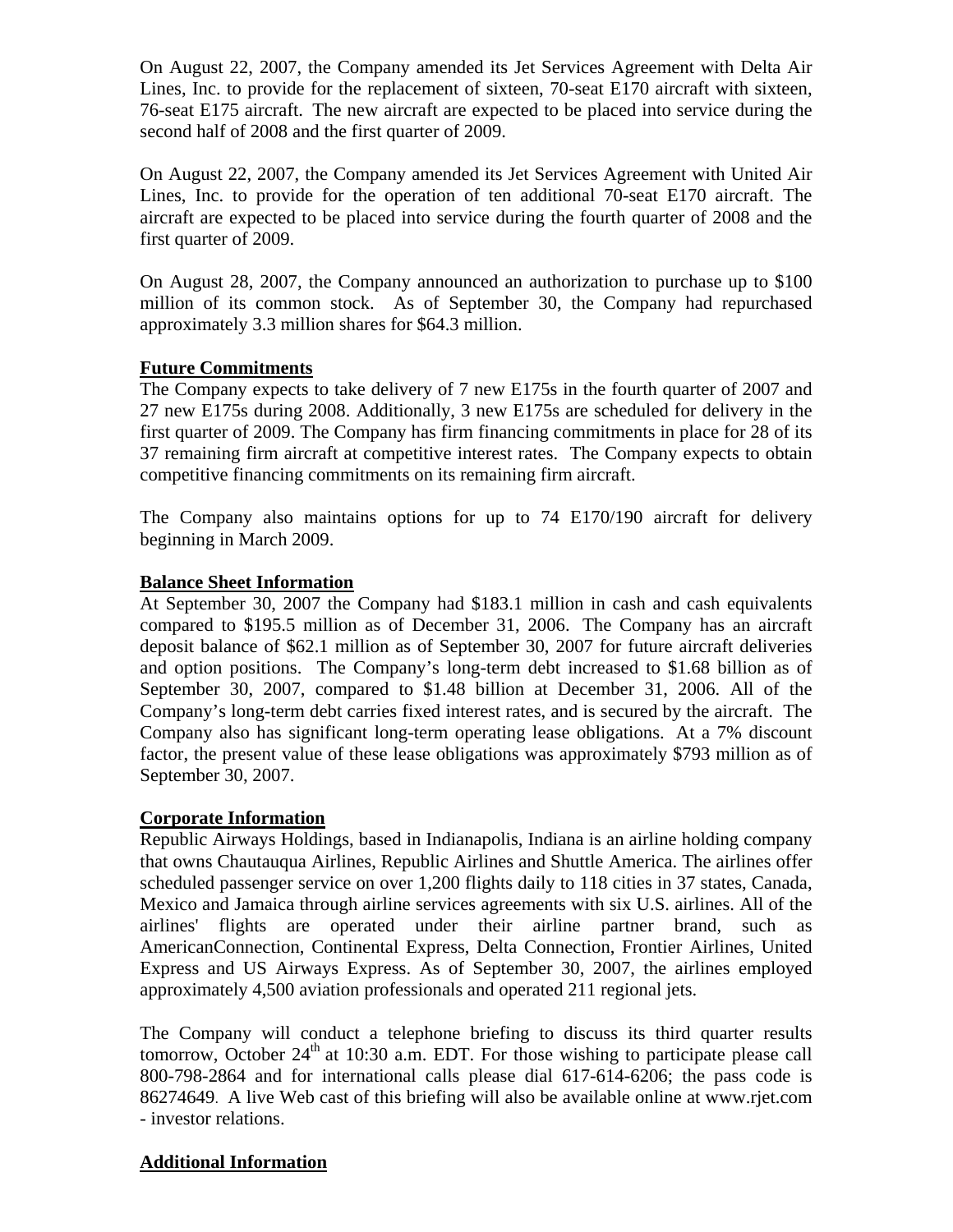On August 22, 2007, the Company amended its Jet Services Agreement with Delta Air Lines, Inc. to provide for the replacement of sixteen, 70-seat E170 aircraft with sixteen, 76-seat E175 aircraft. The new aircraft are expected to be placed into service during the second half of 2008 and the first quarter of 2009.

On August 22, 2007, the Company amended its Jet Services Agreement with United Air Lines, Inc. to provide for the operation of ten additional 70-seat E170 aircraft. The aircraft are expected to be placed into service during the fourth quarter of 2008 and the first quarter of 2009.

On August 28, 2007, the Company announced an authorization to purchase up to $100 million of its common stock. As of September 30, the Company had repurchased approximately 3.3 million shares for $64.3 million.

**Future Commitments**

The Company expects to take delivery of 7 new E175s in the fourth quarter of 2007 and 27 new E175s during 2008. Additionally, 3 new E175s are scheduled for delivery in the first quarter of 2009. The Company has firm financing commitments in place for 28 of its 37 remaining firm aircraft at competitive interest rates. The Company expects to obtain competitive financing commitments on its remaining firm aircraft.

The Company also maintains options for up to 74 E170/190 aircraft for delivery beginning in March 2009.

**Balance Sheet Information**

At September 30, 2007 the Company had $183.1 million in cash and cash equivalents compared to $195.5 million as of December 31, 2006. The Company has an aircraft deposit balance of $62.1 million as of September 30, 2007 for future aircraft deliveries and option positions. The Company's long-term debt increased to $1.68 billion as of September 30, 2007, compared to $1.48 billion at December 31, 2006. All of the Company's long-term debt carries fixed interest rates, and is secured by the aircraft. The Company also has significant long-term operating lease obligations. At a 7% discount factor, the present value of these lease obligations was approximately $793 million as of September 30, 2007.

**Corporate Information**

Republic Airways Holdings, based in Indianapolis, Indiana is an airline holding company that owns Chautauqua Airlines, Republic Airlines and Shuttle America. The airlines offer scheduled passenger service on over 1,200 flights daily to 118 cities in 37 states, Canada, Mexico and Jamaica through airline services agreements with six U.S. airlines. All of the airlines' flights are operated under their airline partner brand, such as AmericanConnection, Continental Express, Delta Connection, Frontier Airlines, United Express and US Airways Express. As of September 30, 2007, the airlines employed approximately 4,500 aviation professionals and operated 211 regional jets.

The Company will conduct a telephone briefing to discuss its third quarter results tomorrow, October 24th at 10:30 a.m. EDT. For those wishing to participate please call 800-798-2864 and for international calls please dial 617-614-6206; the pass code is 86274649. A live Web cast of this briefing will also be available online at www.rjet.com - investor relations.

**Additional Information**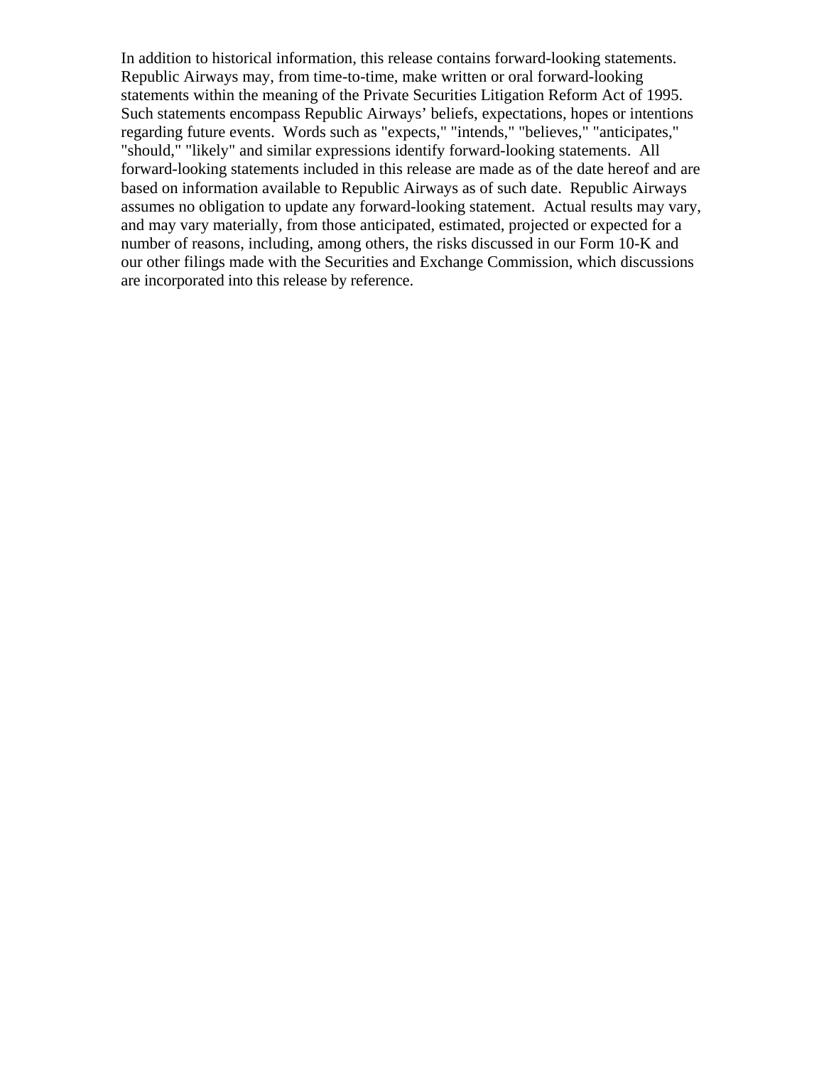In addition to historical information, this release contains forward-looking statements. Republic Airways may, from time-to-time, make written or oral forward-looking statements within the meaning of the Private Securities Litigation Reform Act of 1995. Such statements encompass Republic Airways' beliefs, expectations, hopes or intentions regarding future events. Words such as "expects," "intends," "believes," "anticipates," "should," "likely" and similar expressions identify forward-looking statements. All forward-looking statements included in this release are made as of the date hereof and are based on information available to Republic Airways as of such date. Republic Airways assumes no obligation to update any forward-looking statement. Actual results may vary, and may vary materially, from those anticipated, estimated, projected or expected for a number of reasons, including, among others, the risks discussed in our Form 10-K and our other filings made with the Securities and Exchange Commission, which discussions are incorporated into this release by reference.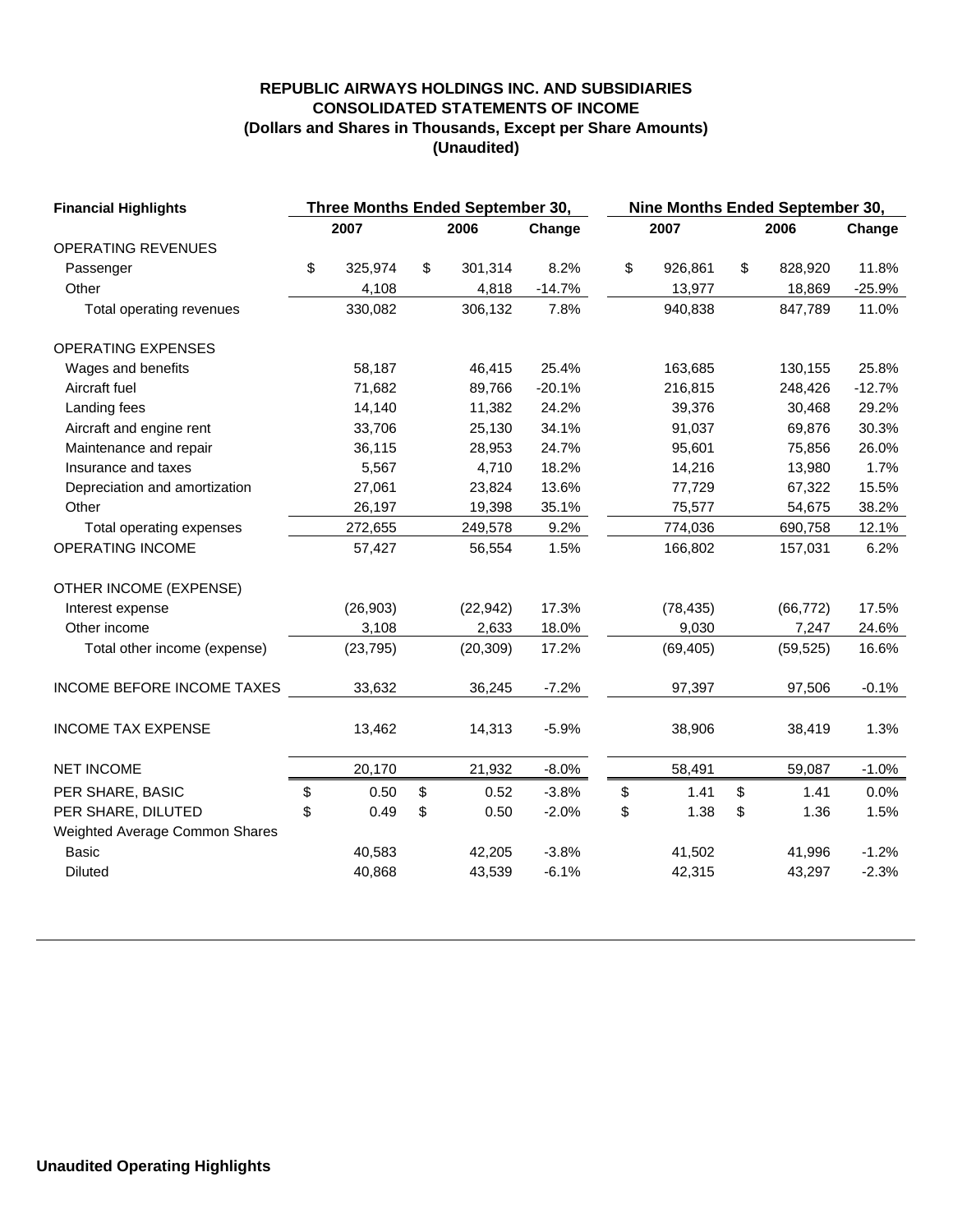**REPUBLIC AIRWAYS HOLDINGS INC. AND SUBSIDIARIES**
**CONSOLIDATED STATEMENTS OF INCOME**
**(Dollars and Shares in Thousands, Except per Share Amounts)**
**(Unaudited)**

| Financial Highlights | Three Months Ended September 30, | | | Nine Months Ended September 30, | | |
|---|---|---|---|---|---|---|
| | 2007 | 2006 | Change | 2007 | 2006 | Change |
| OPERATING REVENUES | | | | | | |
| Passenger | $ 325,974 | $ 301,314 | 8.2% | $ 926,861 | $ 828,920 | 11.8% |
| Other | 4,108 | 4,818 | -14.7% | 13,977 | 18,869 | -25.9% |
| Total operating revenues | 330,082 | 306,132 | 7.8% | 940,838 | 847,789 | 11.0% |
| OPERATING EXPENSES | | | | | | |
| Wages and benefits | 58,187 | 46,415 | 25.4% | 163,685 | 130,155 | 25.8% |
| Aircraft fuel | 71,682 | 89,766 | -20.1% | 216,815 | 248,426 | -12.7% |
| Landing fees | 14,140 | 11,382 | 24.2% | 39,376 | 30,468 | 29.2% |
| Aircraft and engine rent | 33,706 | 25,130 | 34.1% | 91,037 | 69,876 | 30.3% |
| Maintenance and repair | 36,115 | 28,953 | 24.7% | 95,601 | 75,856 | 26.0% |
| Insurance and taxes | 5,567 | 4,710 | 18.2% | 14,216 | 13,980 | 1.7% |
| Depreciation and amortization | 27,061 | 23,824 | 13.6% | 77,729 | 67,322 | 15.5% |
| Other | 26,197 | 19,398 | 35.1% | 75,577 | 54,675 | 38.2% |
| Total operating expenses | 272,655 | 249,578 | 9.2% | 774,036 | 690,758 | 12.1% |
| OPERATING INCOME | 57,427 | 56,554 | 1.5% | 166,802 | 157,031 | 6.2% |
| OTHER INCOME (EXPENSE) | | | | | | |
| Interest expense | (26,903) | (22,942) | 17.3% | (78,435) | (66,772) | 17.5% |
| Other income | 3,108 | 2,633 | 18.0% | 9,030 | 7,247 | 24.6% |
| Total other income (expense) | (23,795) | (20,309) | 17.2% | (69,405) | (59,525) | 16.6% |
| INCOME BEFORE INCOME TAXES | 33,632 | 36,245 | -7.2% | 97,397 | 97,506 | -0.1% |
| INCOME TAX EXPENSE | 13,462 | 14,313 | -5.9% | 38,906 | 38,419 | 1.3% |
| NET INCOME | 20,170 | 21,932 | -8.0% | 58,491 | 59,087 | -1.0% |
| PER SHARE, BASIC | $ 0.50 | $ 0.52 | -3.8% | $ 1.41 | $ 1.41 | 0.0% |
| PER SHARE, DILUTED | $ 0.49 | $ 0.50 | -2.0% | $ 1.38 | $ 1.36 | 1.5% |
| Weighted Average Common Shares | | | | | | |
| Basic | 40,583 | 42,205 | -3.8% | 41,502 | 41,996 | -1.2% |
| Diluted | 40,868 | 43,539 | -6.1% | 42,315 | 43,297 | -2.3% |

**Unaudited Operating Highlights**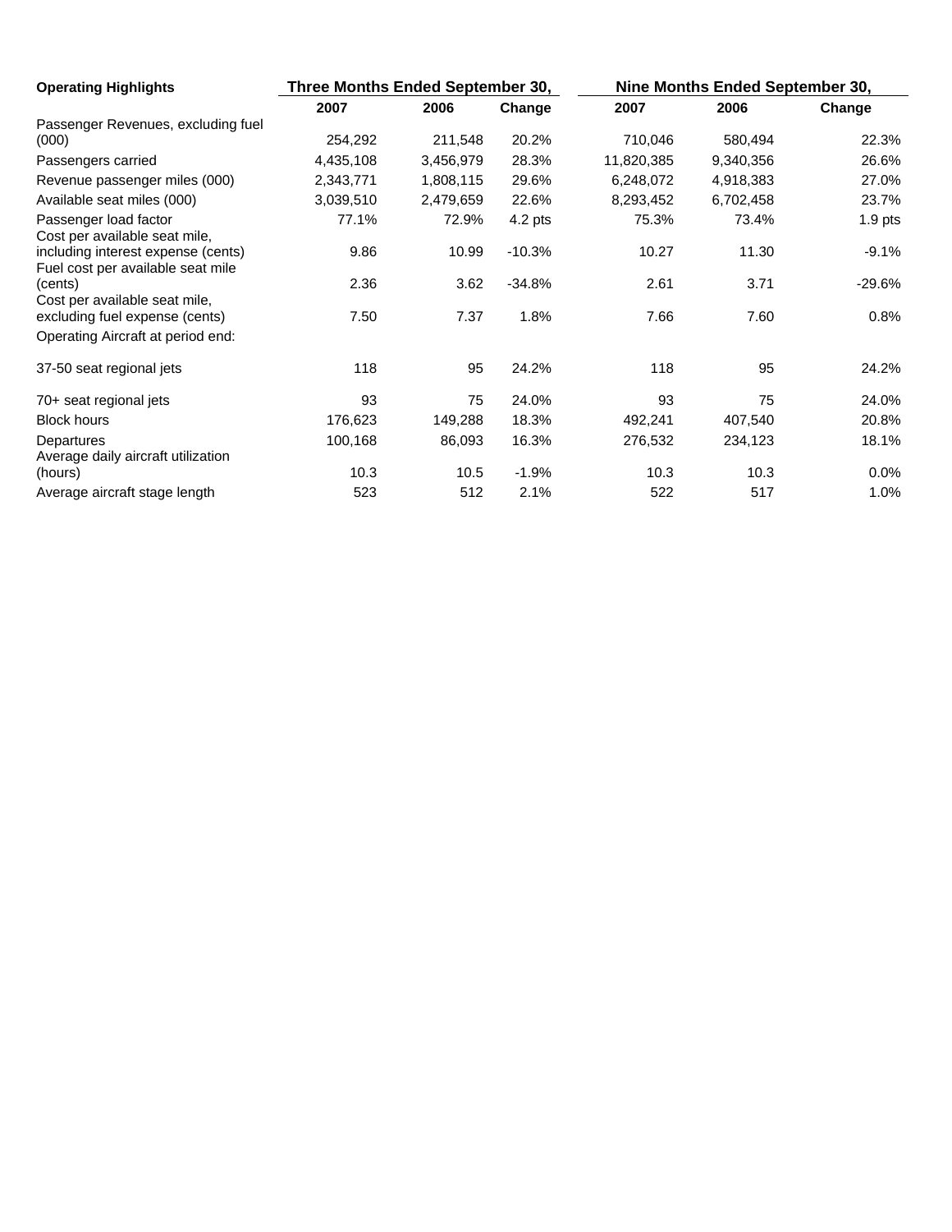| Operating Highlights | Three Months Ended September 30, | | | Nine Months Ended September 30, | | |
|---|---|---|---|---|---|---|
| | 2007 | 2006 | Change | 2007 | 2006 | Change |
| Passenger Revenues, excluding fuel (000) | 254,292 | 211,548 | 20.2% | 710,046 | 580,494 | 22.3% |
| Passengers carried | 4,435,108 | 3,456,979 | 28.3% | 11,820,385 | 9,340,356 | 26.6% |
| Revenue passenger miles (000) | 2,343,771 | 1,808,115 | 29.6% | 6,248,072 | 4,918,383 | 27.0% |
| Available seat miles (000) | 3,039,510 | 2,479,659 | 22.6% | 8,293,452 | 6,702,458 | 23.7% |
| Passenger load factor | 77.1% | 72.9% | 4.2 pts | 75.3% | 73.4% | 1.9 pts |
| Cost per available seat mile, including interest expense (cents) | 9.86 | 10.99 | -10.3% | 10.27 | 11.30 | -9.1% |
| Fuel cost per available seat mile (cents) | 2.36 | 3.62 | -34.8% | 2.61 | 3.71 | -29.6% |
| Cost per available seat mile, excluding fuel expense (cents) | 7.50 | 7.37 | 1.8% | 7.66 | 7.60 | 0.8% |
| Operating Aircraft at period end: | | | | | | |
| 37-50 seat regional jets | 118 | 95 | 24.2% | 118 | 95 | 24.2% |
| 70+ seat regional jets | 93 | 75 | 24.0% | 93 | 75 | 24.0% |
| Block hours | 176,623 | 149,288 | 18.3% | 492,241 | 407,540 | 20.8% |
| Departures | 100,168 | 86,093 | 16.3% | 276,532 | 234,123 | 18.1% |
| Average daily aircraft utilization (hours) | 10.3 | 10.5 | -1.9% | 10.3 | 10.3 | 0.0% |
| Average aircraft stage length | 523 | 512 | 2.1% | 522 | 517 | 1.0% |